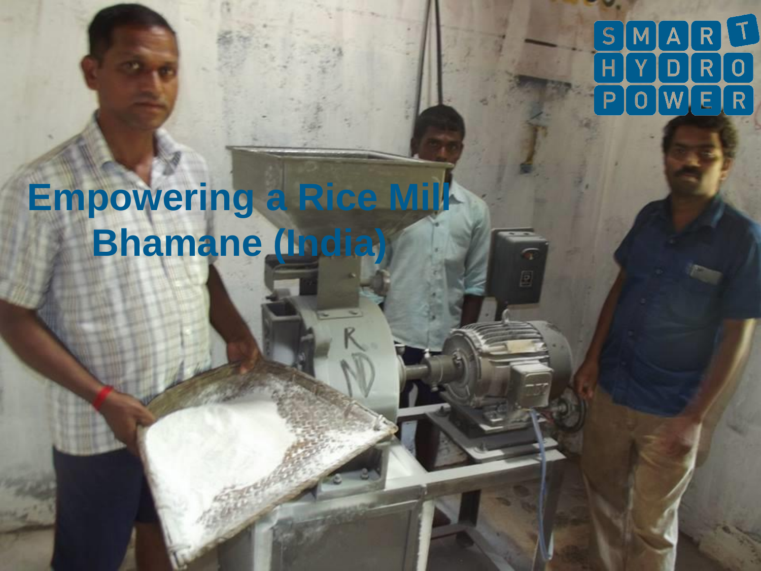# Empowering a Rice Mill Bhamane (India)

SMART HYDRO POWER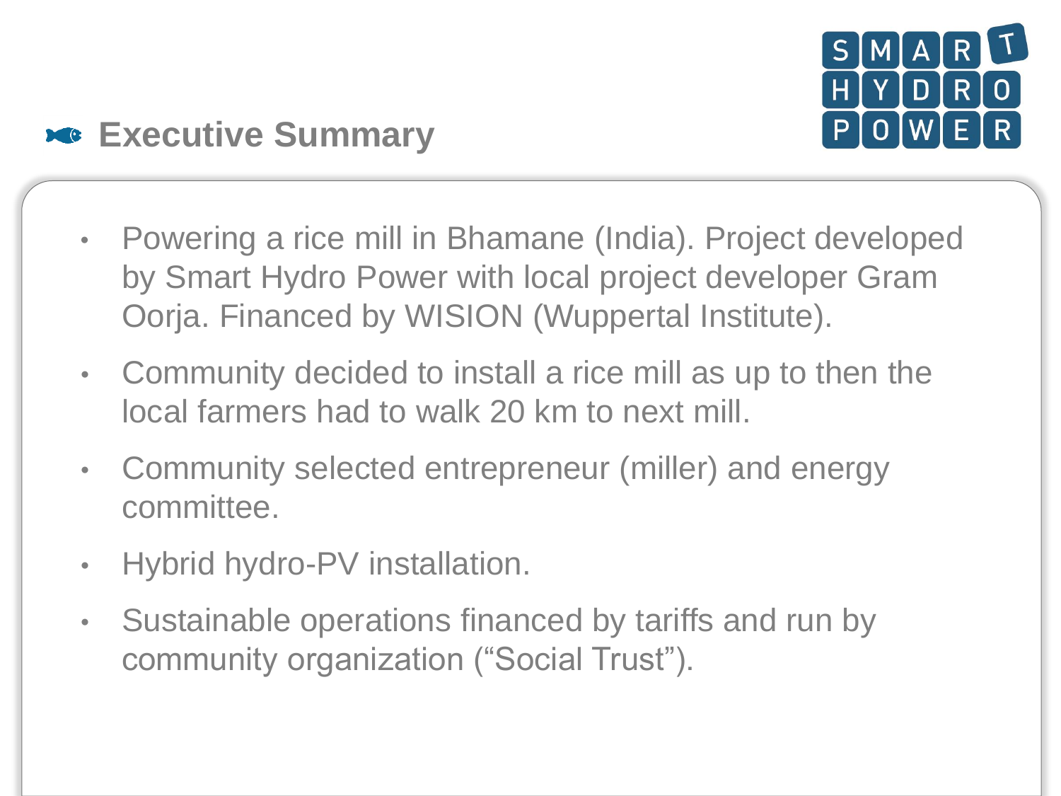## Executive Summary

- Powering a rice mill in Bhamane (India). Project developed by Smart Hydro Power with local project developer Gram Oorja. Financed by WISION (Wuppertal Institute).
- Community decided to install a rice mill as up to then the local farmers had to walk 20 km to next mill.
- Community selected entrepreneur (miller) and energy committee.
- Hybrid hydro-PV installation.
- Sustainable operations financed by tariffs and run by community organization ("Social Trust").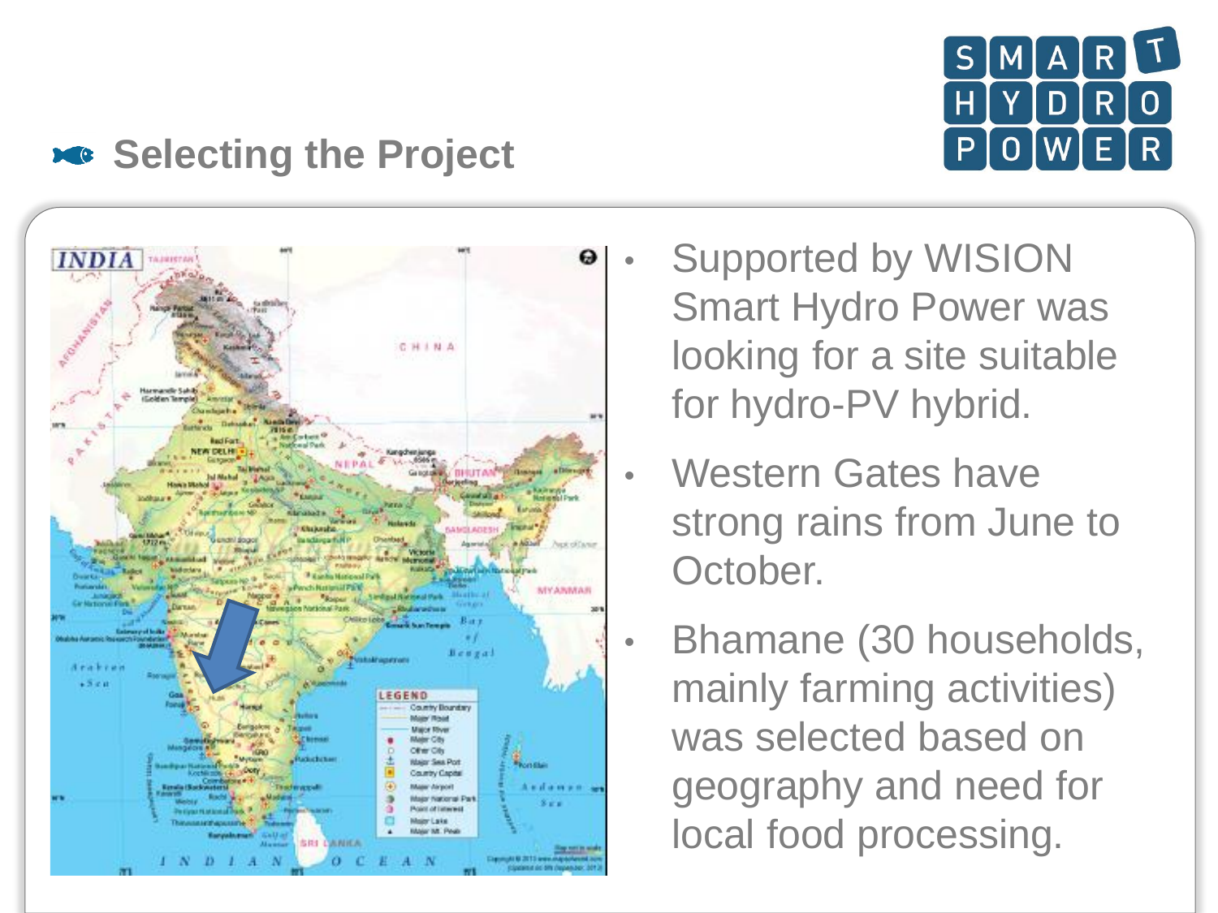## Selecting the Project

- Supported by WISION Smart Hydro Power was looking for a site suitable for hydro-PV hybrid.
- Western Gates have strong rains from June to October.
- Bhamane (30 households, mainly farming activities) was selected based on geography and need for local food processing.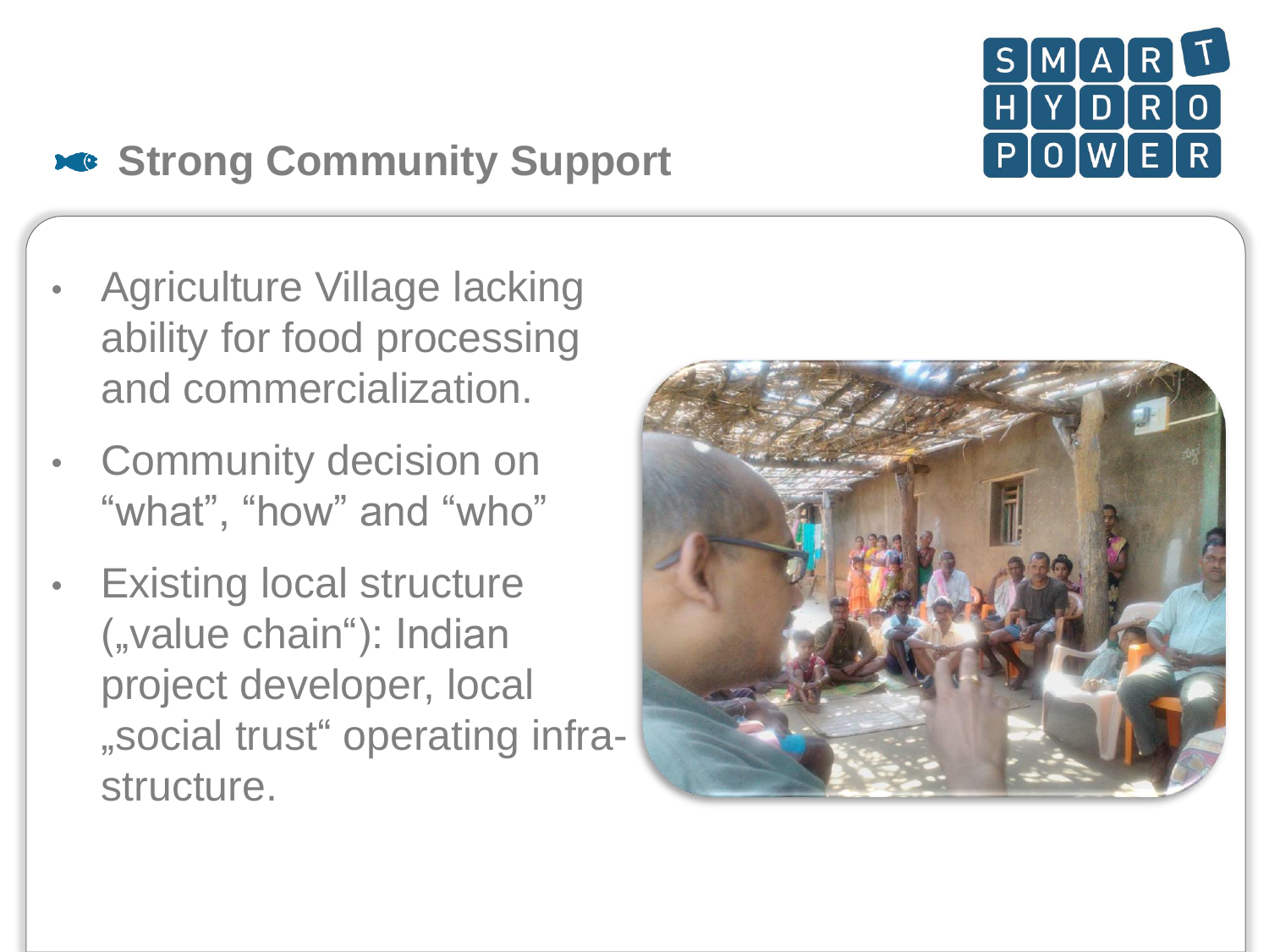## Strong Community Support

- Agriculture Village lacking ability for food processing and commercialization.
- Community decision on “what”, “how” and “who”
- Existing local structure („value chain“): Indian project developer, local „social trust“ operating infra-structure.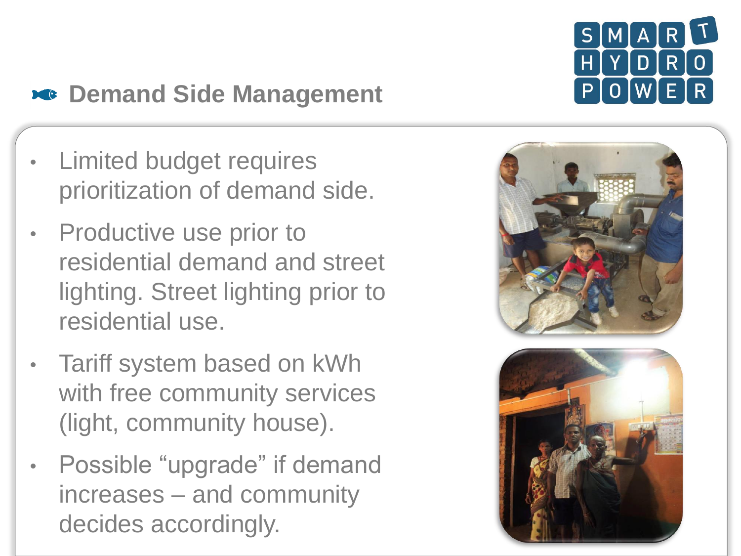## Demand Side Management

- Limited budget requires prioritization of demand side.
- Productive use prior to residential demand and street lighting. Street lighting prior to residential use.
- Tariff system based on kWh with free community services (light, community house).
- Possible "upgrade" if demand increases – and community decides accordingly.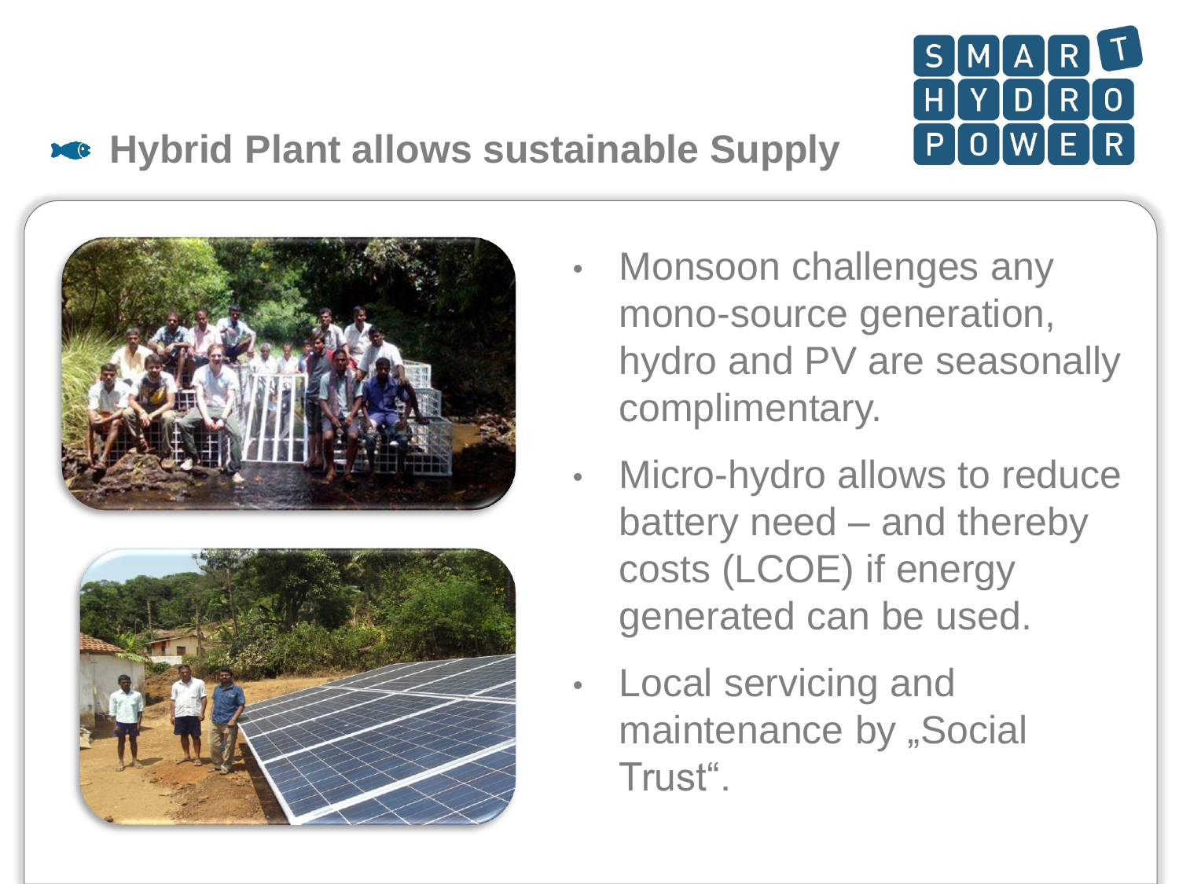## Hybrid Plant allows sustainable Supply

- Monsoon challenges any mono-source generation, hydro and PV are seasonally complimentary.
- Micro-hydro allows to reduce battery need – and thereby costs (LCOE) if energy generated can be used.
- Local servicing and maintenance by „Social Trust".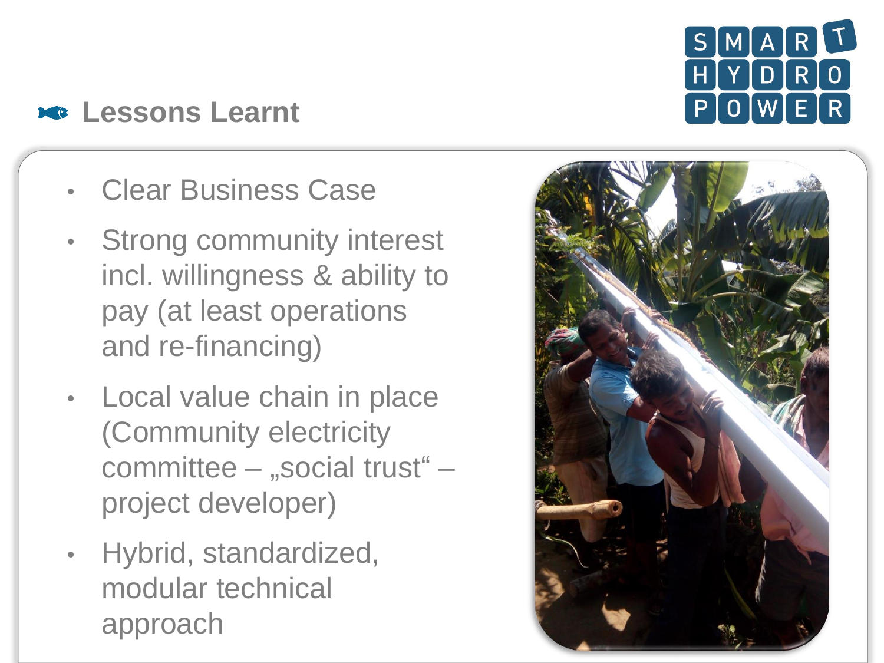## Lessons Learnt

- Clear Business Case
- Strong community interest incl. willingness & ability to pay (at least operations and re-financing)
- Local value chain in place (Community electricity committee – „social trust" – project developer)
- Hybrid, standardized, modular technical approach